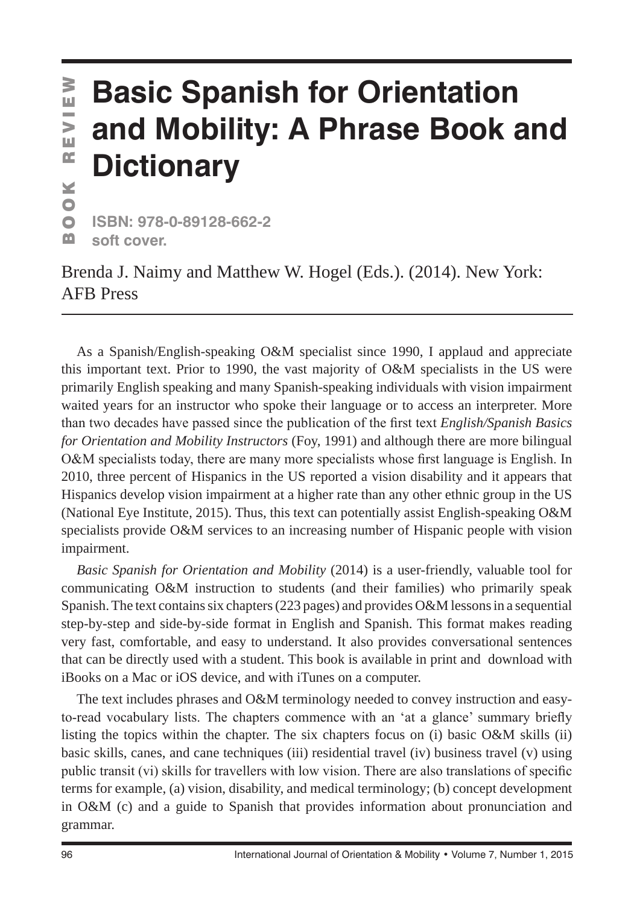BOOK REVIEW

# Basic Spanish for Orientation and Mobility: A Phrase Book and Dictionary

**ISBN: 978-0-89128-662-2**
**soft cover.**

Brenda J. Naimy and Matthew W. Hogel (Eds.). (2014). New York: AFB Press

As a Spanish/English-speaking O&M specialist since 1990, I applaud and appreciate this important text. Prior to 1990, the vast majority of O&M specialists in the US were primarily English speaking and many Spanish-speaking individuals with vision impairment waited years for an instructor who spoke their language or to access an interpreter. More than two decades have passed since the publication of the first text *English/Spanish Basics for Orientation and Mobility Instructors* (Foy, 1991) and although there are more bilingual O&M specialists today, there are many more specialists whose first language is English. In 2010, three percent of Hispanics in the US reported a vision disability and it appears that Hispanics develop vision impairment at a higher rate than any other ethnic group in the US (National Eye Institute, 2015). Thus, this text can potentially assist English-speaking O&M specialists provide O&M services to an increasing number of Hispanic people with vision impairment.

*Basic Spanish for Orientation and Mobility* (2014) is a user-friendly, valuable tool for communicating O&M instruction to students (and their families) who primarily speak Spanish. The text contains six chapters (223 pages) and provides O&M lessons in a sequential step-by-step and side-by-side format in English and Spanish. This format makes reading very fast, comfortable, and easy to understand. It also provides conversational sentences that can be directly used with a student. This book is available in print and download with iBooks on a Mac or iOS device, and with iTunes on a computer.

The text includes phrases and O&M terminology needed to convey instruction and easy-to-read vocabulary lists. The chapters commence with an 'at a glance' summary briefly listing the topics within the chapter. The six chapters focus on (i) basic O&M skills (ii) basic skills, canes, and cane techniques (iii) residential travel (iv) business travel (v) using public transit (vi) skills for travellers with low vision. There are also translations of specific terms for example, (a) vision, disability, and medical terminology; (b) concept development in O&M (c) and a guide to Spanish that provides information about pronunciation and grammar.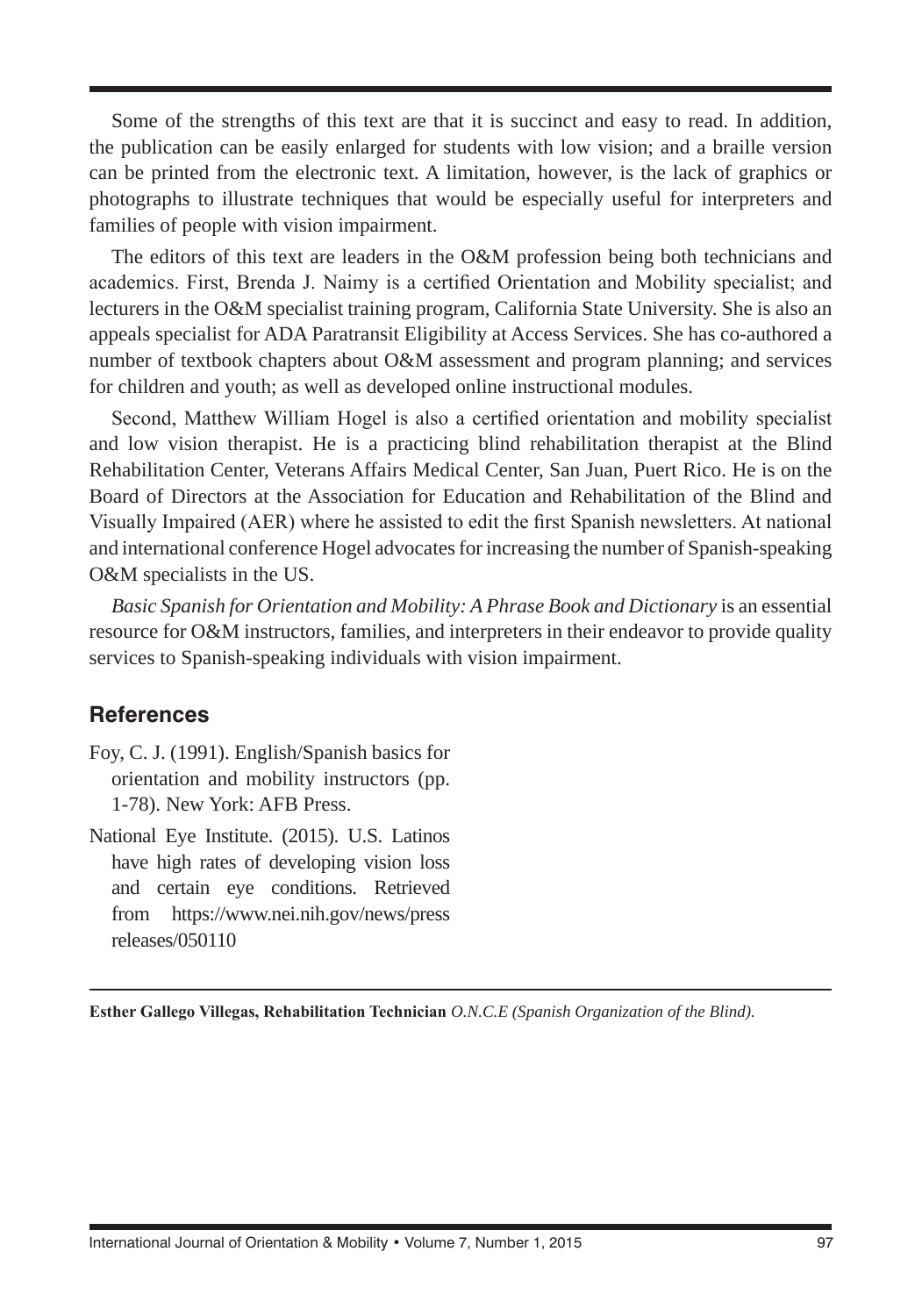Some of the strengths of this text are that it is succinct and easy to read. In addition, the publication can be easily enlarged for students with low vision; and a braille version can be printed from the electronic text. A limitation, however, is the lack of graphics or photographs to illustrate techniques that would be especially useful for interpreters and families of people with vision impairment.

The editors of this text are leaders in the O&M profession being both technicians and academics. First, Brenda J. Naimy is a certified Orientation and Mobility specialist; and lecturers in the O&M specialist training program, California State University. She is also an appeals specialist for ADA Paratransit Eligibility at Access Services. She has co-authored a number of textbook chapters about O&M assessment and program planning; and services for children and youth; as well as developed online instructional modules.

Second, Matthew William Hogel is also a certified orientation and mobility specialist and low vision therapist. He is a practicing blind rehabilitation therapist at the Blind Rehabilitation Center, Veterans Affairs Medical Center, San Juan, Puert Rico. He is on the Board of Directors at the Association for Education and Rehabilitation of the Blind and Visually Impaired (AER) where he assisted to edit the first Spanish newsletters. At national and international conference Hogel advocates for increasing the number of Spanish-speaking O&M specialists in the US.

*Basic Spanish for Orientation and Mobility: A Phrase Book and Dictionary* is an essential resource for O&M instructors, families, and interpreters in their endeavor to provide quality services to Spanish-speaking individuals with vision impairment.

## References

Foy, C. J. (1991). English/Spanish basics for orientation and mobility instructors (pp. 1-78). New York: AFB Press.

National Eye Institute. (2015). U.S. Latinos have high rates of developing vision loss and certain eye conditions. Retrieved from https://www.nei.nih.gov/news/press releases/050110

---

**Esther Gallego Villegas, Rehabilitation Technician** *O.N.C.E (Spanish Organization of the Blind).*